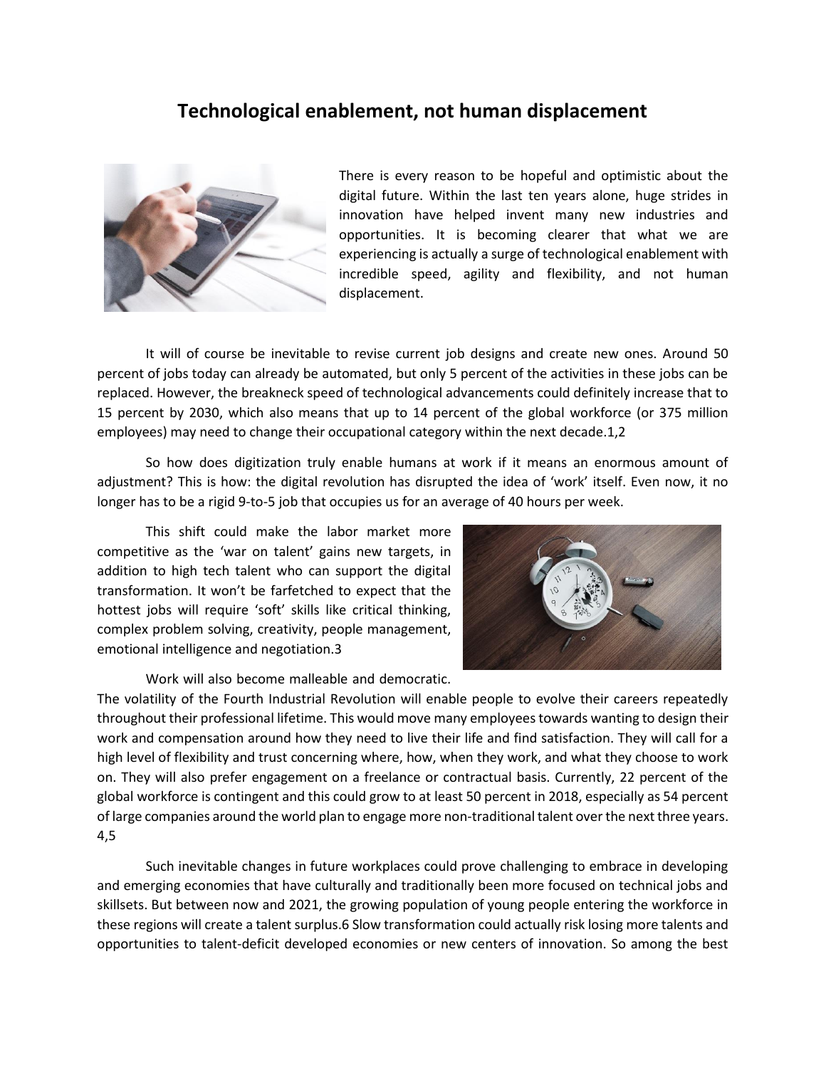# Technological enablement, not human displacement

There is every reason to be hopeful and optimistic about the digital future. Within the last ten years alone, huge strides in innovation have helped invent many new industries and opportunities. It is becoming clearer that what we are experiencing is actually a surge of technological enablement with incredible speed, agility and flexibility, and not human displacement.

It will of course be inevitable to revise current job designs and create new ones. Around 50 percent of jobs today can already be automated, but only 5 percent of the activities in these jobs can be replaced. However, the breakneck speed of technological advancements could definitely increase that to 15 percent by 2030, which also means that up to 14 percent of the global workforce (or 375 million employees) may need to change their occupational category within the next decade.[1,2]

So how does digitization truly enable humans at work if it means an enormous amount of adjustment? This is how: the digital revolution has disrupted the idea of 'work' itself. Even now, it no longer has to be a rigid 9-to-5 job that occupies us for an average of 40 hours per week.

This shift could make the labor market more competitive as the 'war on talent' gains new targets, in addition to high tech talent who can support the digital transformation. It won't be farfetched to expect that the hottest jobs will require 'soft' skills like critical thinking, complex problem solving, creativity, people management, emotional intelligence and negotiation.[3]

Work will also become malleable and democratic. The volatility of the Fourth Industrial Revolution will enable people to evolve their careers repeatedly throughout their professional lifetime. This would move many employees towards wanting to design their work and compensation around how they need to live their life and find satisfaction. They will call for a high level of flexibility and trust concerning where, how, when they work, and what they choose to work on. They will also prefer engagement on a freelance or contractual basis. Currently, 22 percent of the global workforce is contingent and this could grow to at least 50 percent in 2018, especially as 54 percent of large companies around the world plan to engage more non-traditional talent over the next three years.[4,5]

Such inevitable changes in future workplaces could prove challenging to embrace in developing and emerging economies that have culturally and traditionally been more focused on technical jobs and skillsets. But between now and 2021, the growing population of young people entering the workforce in these regions will create a talent surplus.[6] Slow transformation could actually risk losing more talents and opportunities to talent-deficit developed economies or new centers of innovation. So among the best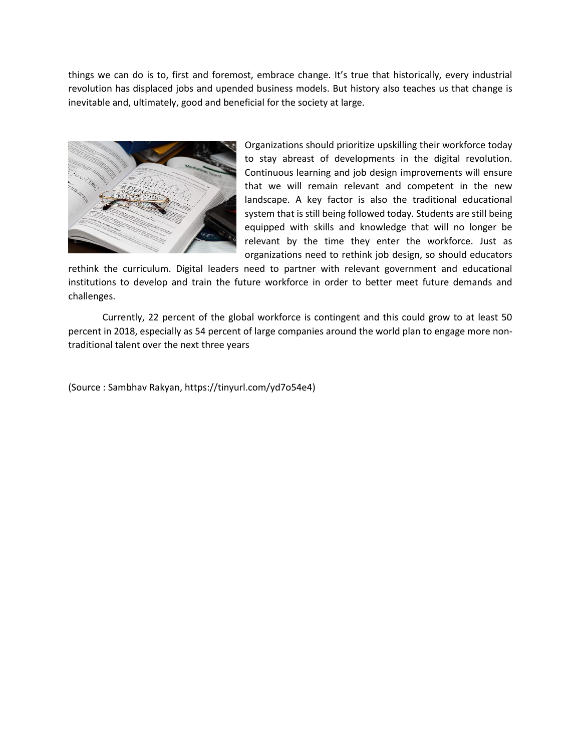things we can do is to, first and foremost, embrace change. It's true that historically, every industrial revolution has displaced jobs and upended business models. But history also teaches us that change is inevitable and, ultimately, good and beneficial for the society at large.

Organizations should prioritize upskilling their workforce today to stay abreast of developments in the digital revolution. Continuous learning and job design improvements will ensure that we will remain relevant and competent in the new landscape. A key factor is also the traditional educational system that is still being followed today. Students are still being equipped with skills and knowledge that will no longer be relevant by the time they enter the workforce. Just as organizations need to rethink job design, so should educators rethink the curriculum. Digital leaders need to partner with relevant government and educational institutions to develop and train the future workforce in order to better meet future demands and challenges.

Currently, 22 percent of the global workforce is contingent and this could grow to at least 50 percent in 2018, especially as 54 percent of large companies around the world plan to engage more non-traditional talent over the next three years

(Source : Sambhav Rakyan, https://tinyurl.com/yd7o54e4)